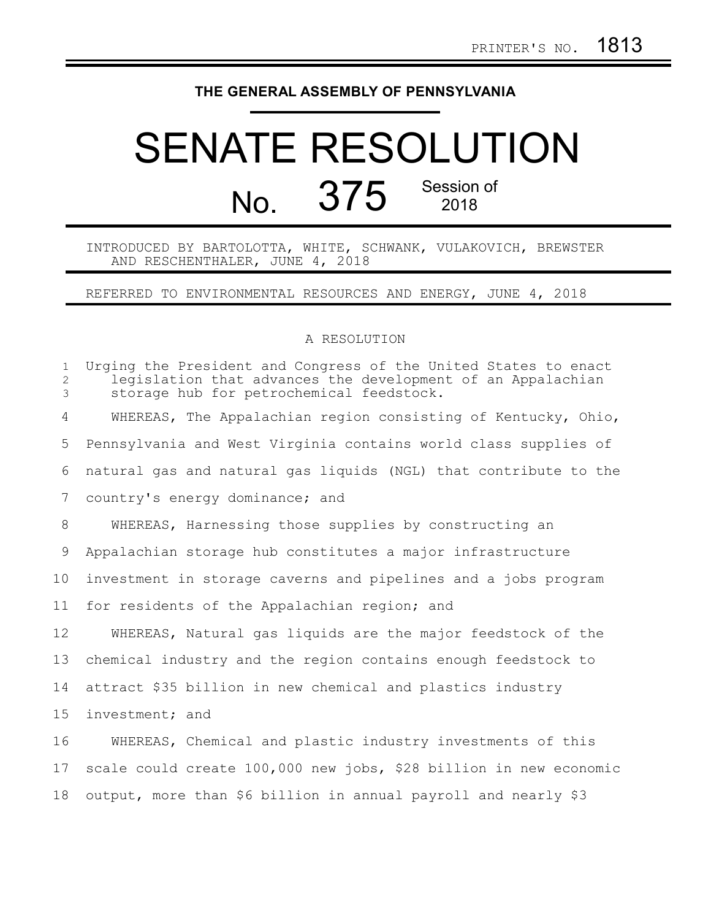PRINTER'S NO. 1813

THE GENERAL ASSEMBLY OF PENNSYLVANIA

# SENATE RESOLUTION

## No. 375 Session of 2018

INTRODUCED BY BARTOLOTTA, WHITE, SCHWANK, VULAKOVICH, BREWSTER AND RESCHENTHALER, JUNE 4, 2018

REFERRED TO ENVIRONMENTAL RESOURCES AND ENERGY, JUNE 4, 2018

A RESOLUTION

Urging the President and Congress of the United States to enact legislation that advances the development of an Appalachian storage hub for petrochemical feedstock.

WHEREAS, The Appalachian region consisting of Kentucky, Ohio, Pennsylvania and West Virginia contains world class supplies of natural gas and natural gas liquids (NGL) that contribute to the country's energy dominance; and

WHEREAS, Harnessing those supplies by constructing an Appalachian storage hub constitutes a major infrastructure investment in storage caverns and pipelines and a jobs program for residents of the Appalachian region; and

WHEREAS, Natural gas liquids are the major feedstock of the chemical industry and the region contains enough feedstock to attract $35 billion in new chemical and plastics industry investment; and

WHEREAS, Chemical and plastic industry investments of this scale could create 100,000 new jobs, $28 billion in new economic output, more than $6 billion in annual payroll and nearly $3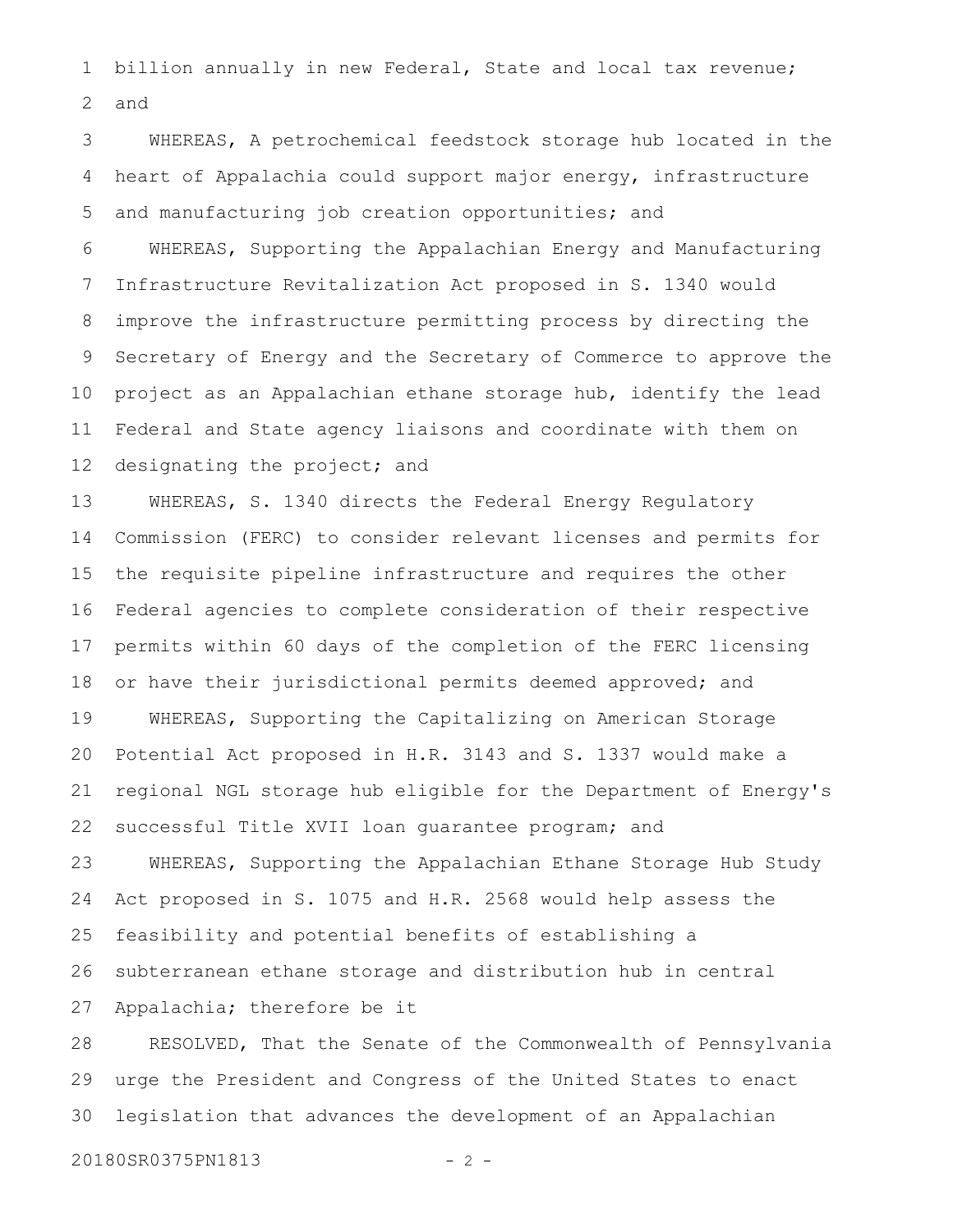billion annually in new Federal, State and local tax revenue; and

WHEREAS, A petrochemical feedstock storage hub located in the heart of Appalachia could support major energy, infrastructure and manufacturing job creation opportunities; and

WHEREAS, Supporting the Appalachian Energy and Manufacturing Infrastructure Revitalization Act proposed in S. 1340 would improve the infrastructure permitting process by directing the Secretary of Energy and the Secretary of Commerce to approve the project as an Appalachian ethane storage hub, identify the lead Federal and State agency liaisons and coordinate with them on designating the project; and

WHEREAS, S. 1340 directs the Federal Energy Regulatory Commission (FERC) to consider relevant licenses and permits for the requisite pipeline infrastructure and requires the other Federal agencies to complete consideration of their respective permits within 60 days of the completion of the FERC licensing or have their jurisdictional permits deemed approved; and

WHEREAS, Supporting the Capitalizing on American Storage Potential Act proposed in H.R. 3143 and S. 1337 would make a regional NGL storage hub eligible for the Department of Energy's successful Title XVII loan guarantee program; and

WHEREAS, Supporting the Appalachian Ethane Storage Hub Study Act proposed in S. 1075 and H.R. 2568 would help assess the feasibility and potential benefits of establishing a subterranean ethane storage and distribution hub in central Appalachia; therefore be it

RESOLVED, That the Senate of the Commonwealth of Pennsylvania urge the President and Congress of the United States to enact legislation that advances the development of an Appalachian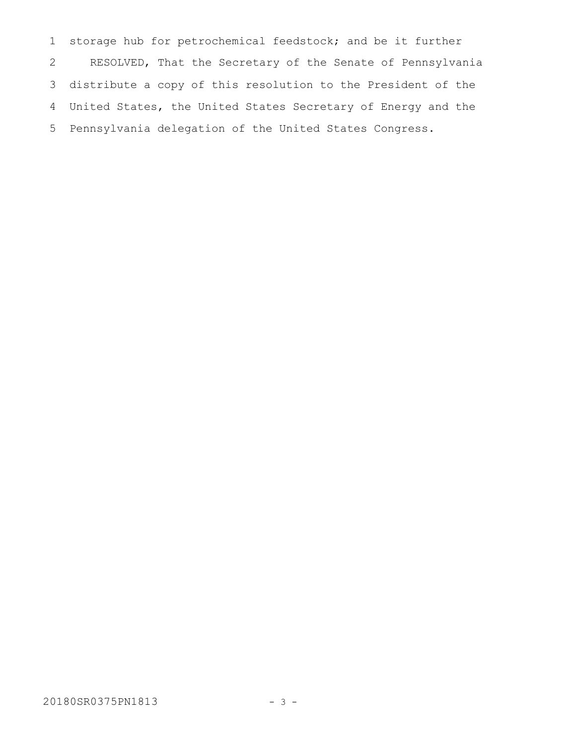storage hub for petrochemical feedstock; and be it further

RESOLVED, That the Secretary of the Senate of Pennsylvania distribute a copy of this resolution to the President of the United States, the United States Secretary of Energy and the Pennsylvania delegation of the United States Congress.